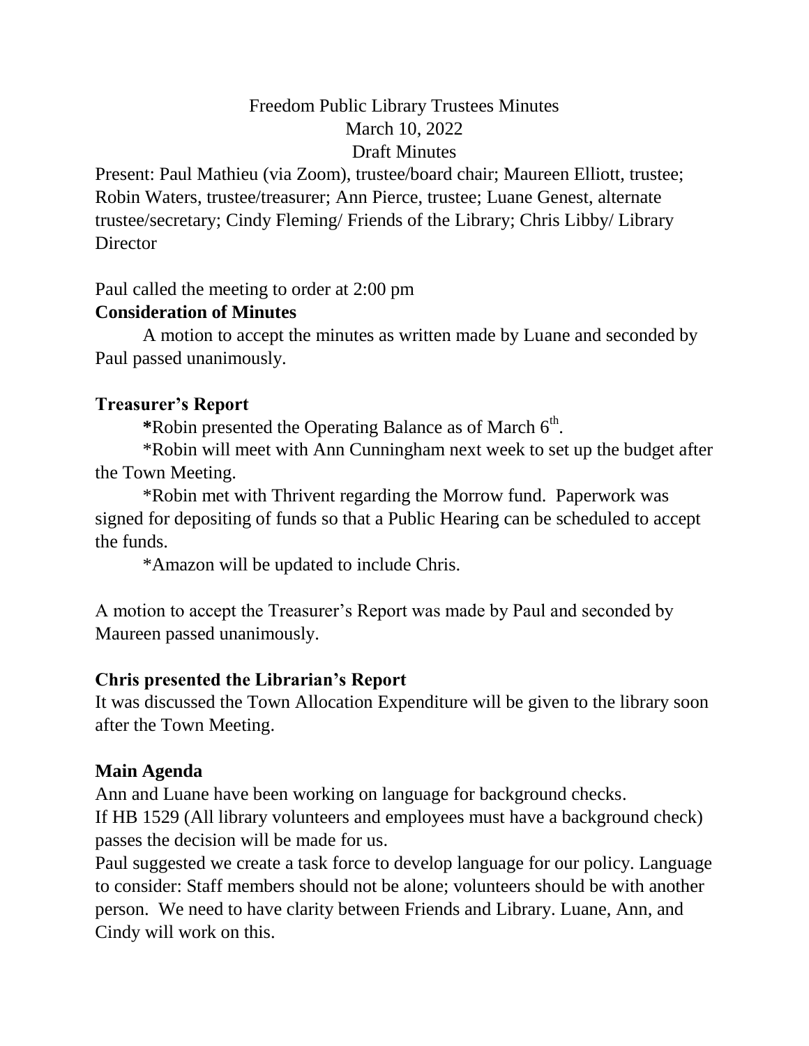Freedom Public Library Trustees Minutes
March 10, 2022
Draft Minutes

Present: Paul Mathieu (via Zoom), trustee/board chair; Maureen Elliott, trustee; Robin Waters, trustee/treasurer; Ann Pierce, trustee; Luane Genest, alternate trustee/secretary; Cindy Fleming/ Friends of the Library; Chris Libby/ Library Director

Paul called the meeting to order at 2:00 pm

**Consideration of Minutes**

A motion to accept the minutes as written made by Luane and seconded by Paul passed unanimously.

**Treasurer's Report**

**\***Robin presented the Operating Balance as of March 6th.

*Robin will meet with Ann Cunningham next week to set up the budget after the Town Meeting.

*Robin met with Thrivent regarding the Morrow fund. Paperwork was signed for depositing of funds so that a Public Hearing can be scheduled to accept the funds.

*Amazon will be updated to include Chris.

A motion to accept the Treasurer's Report was made by Paul and seconded by Maureen passed unanimously.

**Chris presented the Librarian's Report**

It was discussed the Town Allocation Expenditure will be given to the library soon after the Town Meeting.

**Main Agenda**

Ann and Luane have been working on language for background checks.

If HB 1529 (All library volunteers and employees must have a background check) passes the decision will be made for us.

Paul suggested we create a task force to develop language for our policy. Language to consider: Staff members should not be alone; volunteers should be with another person. We need to have clarity between Friends and Library. Luane, Ann, and Cindy will work on this.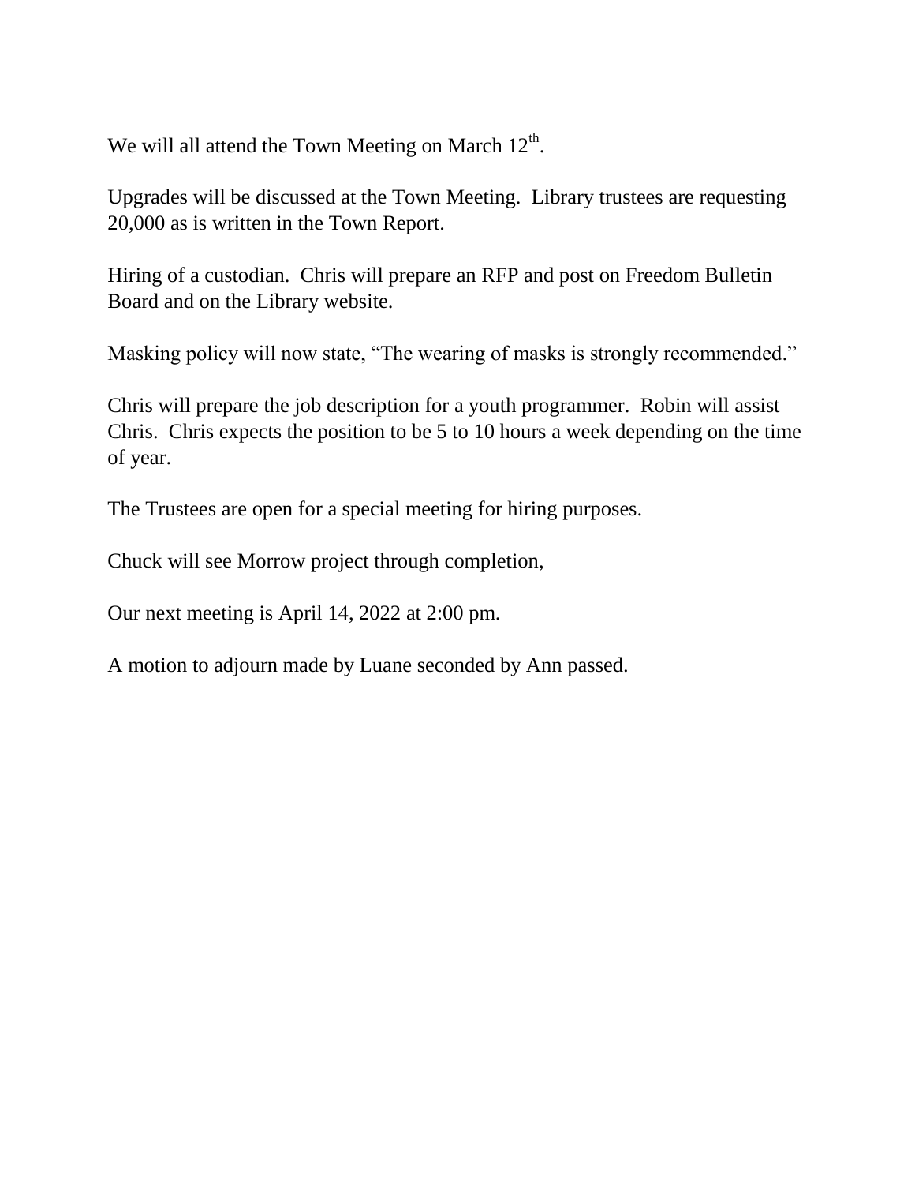We will all attend the Town Meeting on March 12th.

Upgrades will be discussed at the Town Meeting. Library trustees are requesting 20,000 as is written in the Town Report.

Hiring of a custodian. Chris will prepare an RFP and post on Freedom Bulletin Board and on the Library website.

Masking policy will now state, "The wearing of masks is strongly recommended."

Chris will prepare the job description for a youth programmer. Robin will assist Chris. Chris expects the position to be 5 to 10 hours a week depending on the time of year.

The Trustees are open for a special meeting for hiring purposes.

Chuck will see Morrow project through completion,

Our next meeting is April 14, 2022 at 2:00 pm.

A motion to adjourn made by Luane seconded by Ann passed.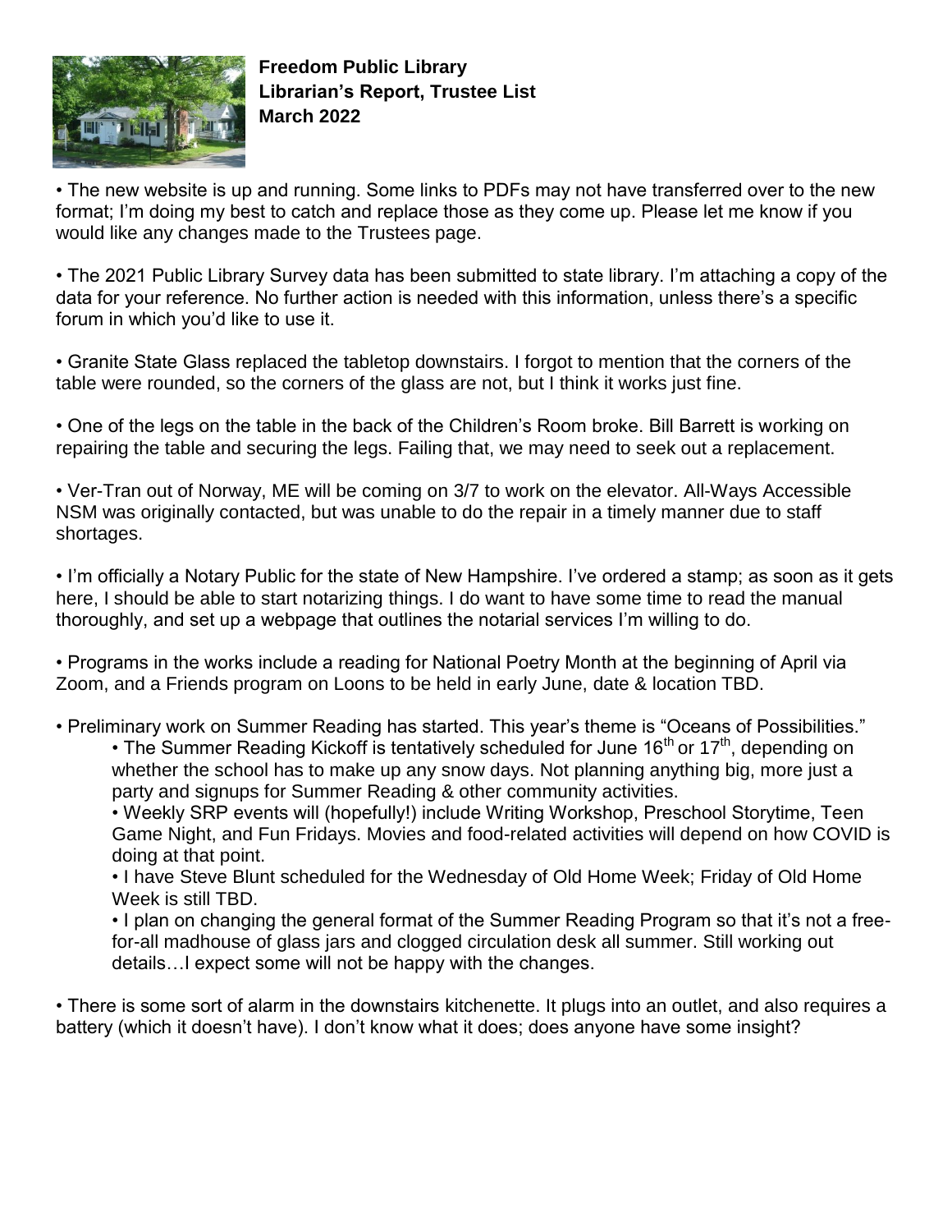**Freedom Public Library**
**Librarian's Report, Trustee List**
**March 2022**

• The new website is up and running. Some links to PDFs may not have transferred over to the new format; I'm doing my best to catch and replace those as they come up. Please let me know if you would like any changes made to the Trustees page.

• The 2021 Public Library Survey data has been submitted to state library. I'm attaching a copy of the data for your reference. No further action is needed with this information, unless there's a specific forum in which you'd like to use it.

• Granite State Glass replaced the tabletop downstairs. I forgot to mention that the corners of the table were rounded, so the corners of the glass are not, but I think it works just fine.

• One of the legs on the table in the back of the Children's Room broke. Bill Barrett is working on repairing the table and securing the legs. Failing that, we may need to seek out a replacement.

• Ver-Tran out of Norway, ME will be coming on 3/7 to work on the elevator. All-Ways Accessible NSM was originally contacted, but was unable to do the repair in a timely manner due to staff shortages.

• I'm officially a Notary Public for the state of New Hampshire. I've ordered a stamp; as soon as it gets here, I should be able to start notarizing things. I do want to have some time to read the manual thoroughly, and set up a webpage that outlines the notarial services I'm willing to do.

• Programs in the works include a reading for National Poetry Month at the beginning of April via Zoom, and a Friends program on Loons to be held in early June, date & location TBD.

• Preliminary work on Summer Reading has started. This year's theme is "Oceans of Possibilities."
  - The Summer Reading Kickoff is tentatively scheduled for June 16th or 17th, depending on whether the school has to make up any snow days. Not planning anything big, more just a party and signups for Summer Reading & other community activities.
  - Weekly SRP events will (hopefully!) include Writing Workshop, Preschool Storytime, Teen Game Night, and Fun Fridays. Movies and food-related activities will depend on how COVID is doing at that point.
  - I have Steve Blunt scheduled for the Wednesday of Old Home Week; Friday of Old Home Week is still TBD.
  - I plan on changing the general format of the Summer Reading Program so that it's not a free-for-all madhouse of glass jars and clogged circulation desk all summer. Still working out details…I expect some will not be happy with the changes.

• There is some sort of alarm in the downstairs kitchenette. It plugs into an outlet, and also requires a battery (which it doesn't have). I don't know what it does; does anyone have some insight?